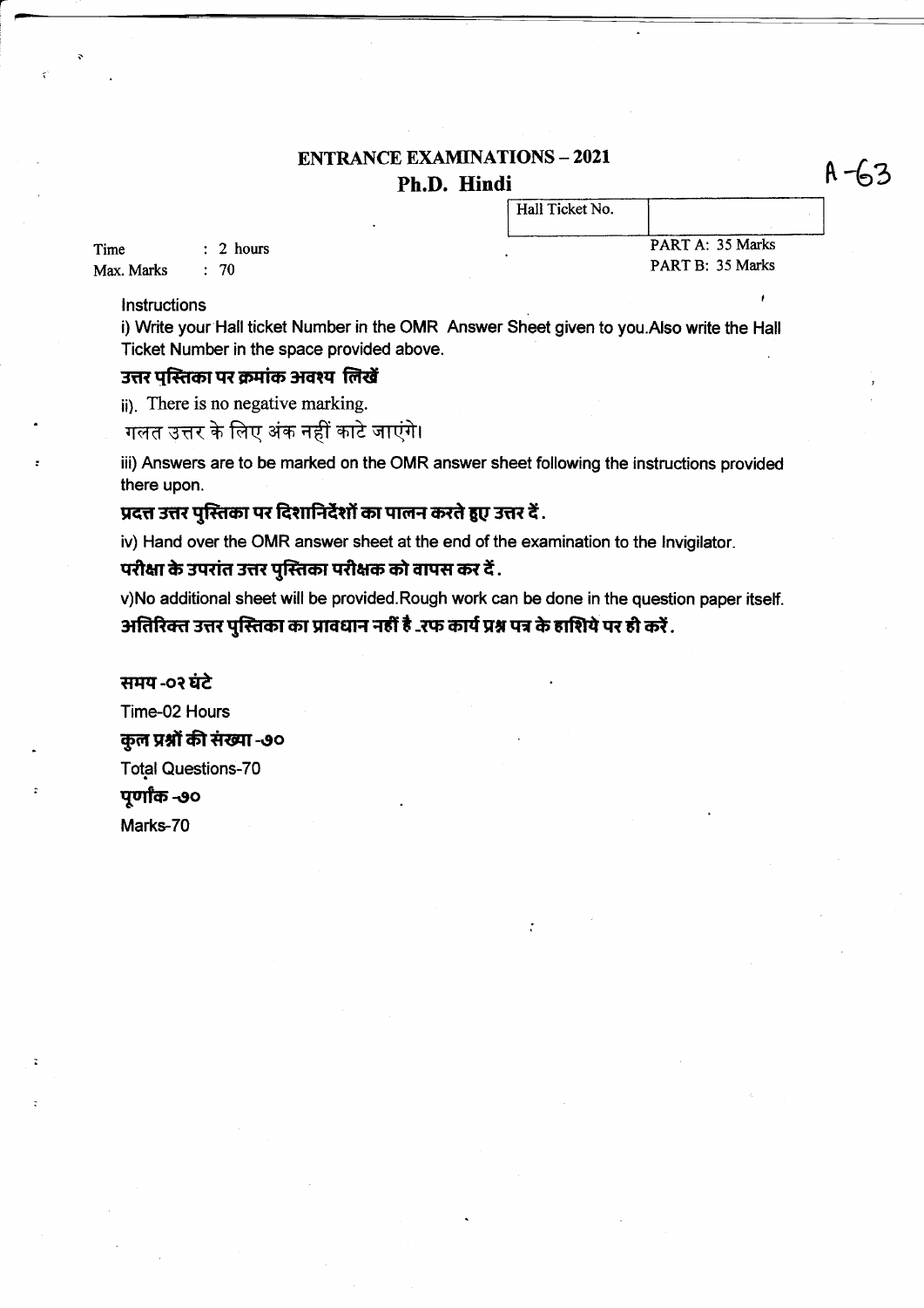# ENTRANCE EXAMINATIONS – 2021

## Ph.D. Hindi

A-63

| Hall Ticket No. | |
|---|---|

Time : 2 hours

Max. Marks : 70

PART A: 35 Marks

PART B: 35 Marks

Instructions

i) Write your Hall ticket Number in the OMR Answer Sheet given to you. Also write the Hall Ticket Number in the space provided above.

**उत्तर पुस्तिका पर क्रमांक अवश्य लिखें**

ii). There is no negative marking.

गलत उत्तर के लिए अंक नहीं काटे जाएंगे।

iii) Answers are to be marked on the OMR answer sheet following the instructions provided there upon.

**प्रदत्त उत्तर पुस्तिका पर दिशानिर्देशों का पालन करते हुए उत्तर दें.**

iv) Hand over the OMR answer sheet at the end of the examination to the Invigilator.

**परीक्षा के उपरांत उत्तर पुस्तिका परीक्षक को वापस कर दें.**

v) No additional sheet will be provided. Rough work can be done in the question paper itself.

**अतिरिक्त उत्तर पुस्तिका का प्रावधान नहीं है .रफ कार्य प्रश्न पत्र के हाशिये पर ही करें.**

**समय -०२ घंटे**

Time-02 Hours

**कुल प्रश्नों की संख्या -७०**

Total Questions-70

**पूर्णांक -७०**

Marks-70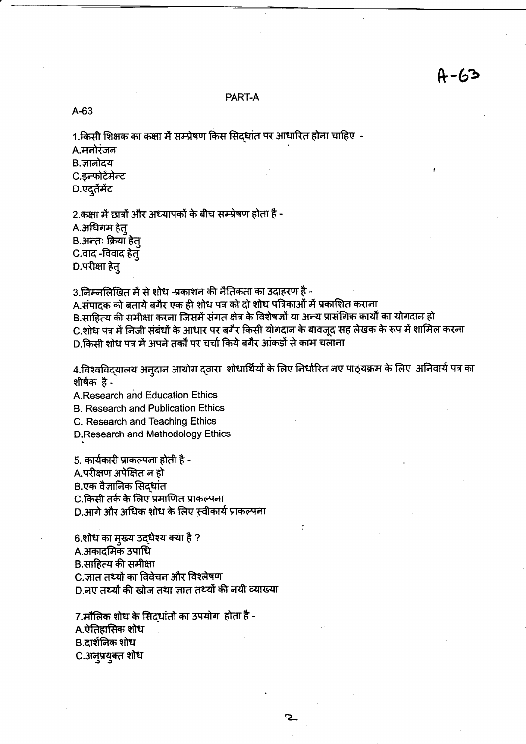A-63

## PART-A

A-63

1.किसी शिक्षक का कक्षा में सम्प्रेषण किस सिद्धांत पर आधारित होना चाहिए -

A.मनोरंजन

B.ज्ञानोदय

C.इन्फोटेंमेन्ट

D.एदुतेंमेंट

2.कक्षा में छात्रों और अध्यापकों के बीच सम्प्रेषण होता है -

A.अधिगम हेतु

B.अन्तः क्रिया हेतु

C.वाद -विवाद हेतु

D.परीक्षा हेतु

3.निम्नलिखित में से शोध -प्रकाशन की नैतिकता का उदाहरण है -

A.संपादक को बताये बगैर एक ही शोध पत्र को दो शोध पत्रिकाओं में प्रकाशित कराना

B.साहित्य की समीक्षा करना जिसमें संगत क्षेत्र के विशेषज्ञों या अन्य प्रासंगिक कार्यों का योगदान हो

C.शोध पत्र में निजी संबंधों के आधार पर बगैर किसी योगदान के बावजूद सह लेखक के रूप में शामिल करना

D.किसी शोध पत्र में अपने तर्कों पर चर्चा किये बगैर आंकड़ों से काम चलाना

4.विश्वविद्यालय अनुदान आयोग द्वारा शोधार्थियों के लिए निर्धारित नए पाठ्यक्रम के लिए अनिवार्य पत्र का शीर्षक है -

A.Research and Education Ethics

B. Research and Publication Ethics

C. Research and Teaching Ethics

D.Research and Methodology Ethics

5. कार्यकारी प्राकल्पना होती है -

A.परीक्षण अपेक्षित न हो

B.एक वैज्ञानिक सिद्धांत

C.किसी तर्क के लिए प्रमाणित प्राकल्पना

D.आगे और अधिक शोध के लिए स्वीकार्य प्राकल्पना

6.शोध का मुख्य उद्धेश्य क्या है ?

A.अकादमिक उपाधि

B.साहित्य की समीक्षा

C.ज्ञात तथ्यों का विवेचन और विश्लेषण

D.नए तथ्यों की खोज तथा ज्ञात तथ्यों की नयी व्याख्या

7.मौलिक शोध के सिद्धांतों का उपयोग होता है -

A.ऐतिहासिक शोध

B.दार्शनिक शोध

C.अनुप्रयुक्त शोध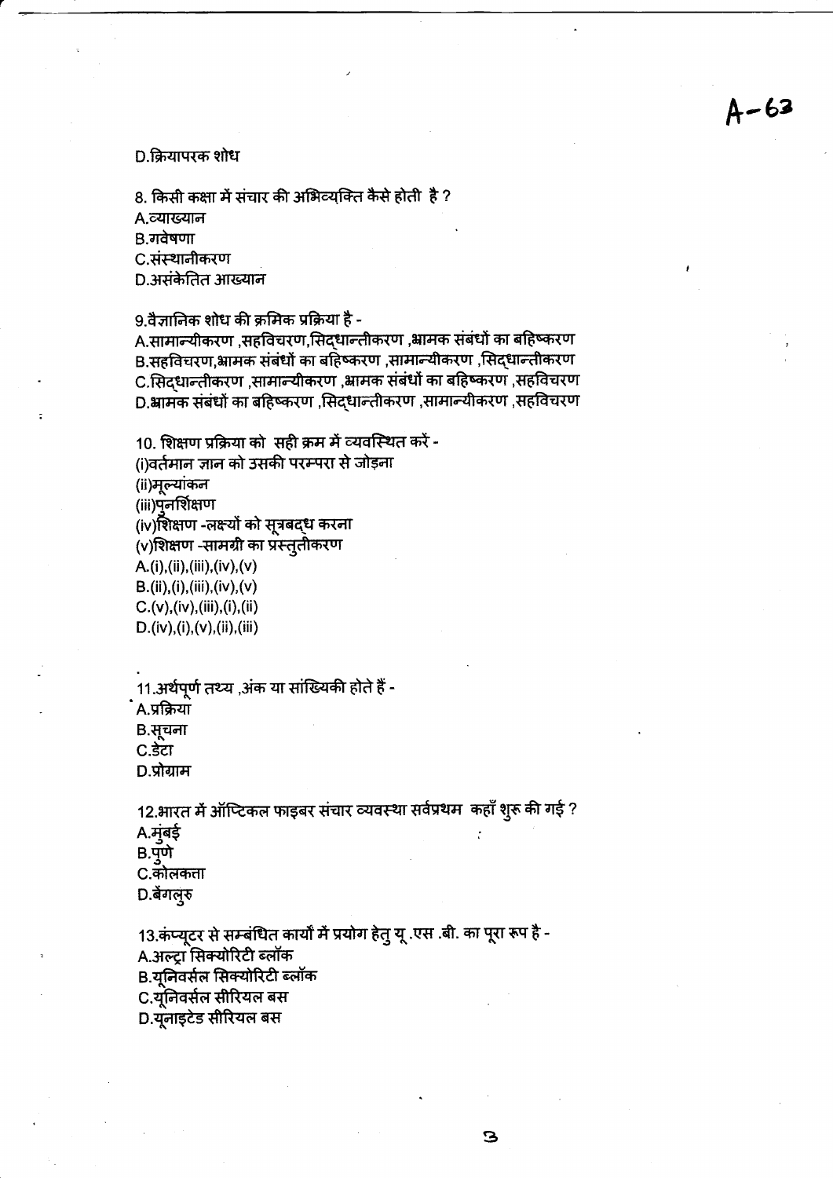A-63

D.क्रियापरक शोध

8. किसी कक्षा में संचार की अभिव्यक्ति कैसे होती है ?

A.व्याख्यान
B.गवेषणा
C.संस्थानीकरण
D.असंकेतित आख्यान

9.वैज्ञानिक शोध की क्रमिक प्रक्रिया है -

A.सामान्यीकरण ,सहविचरण,सिद्धान्तीकरण ,भ्रामक संबंधों का बहिष्करण
B.सहविचरण,भ्रामक संबंधों का बहिष्करण ,सामान्यीकरण ,सिद्धान्तीकरण
C.सिद्धान्तीकरण ,सामान्यीकरण ,भ्रामक संबंधों का बहिष्करण ,सहविचरण
D.भ्रामक संबंधों का बहिष्करण ,सिद्धान्तीकरण ,सामान्यीकरण ,सहविचरण

10. शिक्षण प्रक्रिया को सही क्रम में व्यवस्थित करें -

(i)वर्तमान ज्ञान को उसकी परम्परा से जोड़ना
(ii)मूल्यांकन
(iii)पुनर्शिक्षण
(iv)शिक्षण -लक्ष्यों को सूत्रबद्ध करना
(v)शिक्षण -सामग्री का प्रस्तुतीकरण

A.(i),(ii),(iii),(iv),(v)
B.(ii),(i),(iii),(iv),(v)
C.(v),(iv),(iii),(i),(ii)
D.(iv),(i),(v),(ii),(iii)

11.अर्थपूर्ण तथ्य ,अंक या सांख्यिकी होते हैं -

A.प्रक्रिया
B.सूचना
C.डेटा
D.प्रोग्राम

12.भारत में ऑप्टिकल फाइबर संचार व्यवस्था सर्वप्रथम कहाँ शुरू की गई ?

A.मुंबई
B.पुणे
C.कोलकता
D.बेंगलुरु

13.कंप्यूटर से सम्बंधित कार्यों में प्रयोग हेतु यू .एस .बी. का पूरा रूप है -

A.अल्ट्रा सिक्योरिटी ब्लॉक
B.यूनिवर्सल सिक्योरिटी ब्लॉक
C.यूनिवर्सल सीरियल बस
D.यूनाइटेड सीरियल बस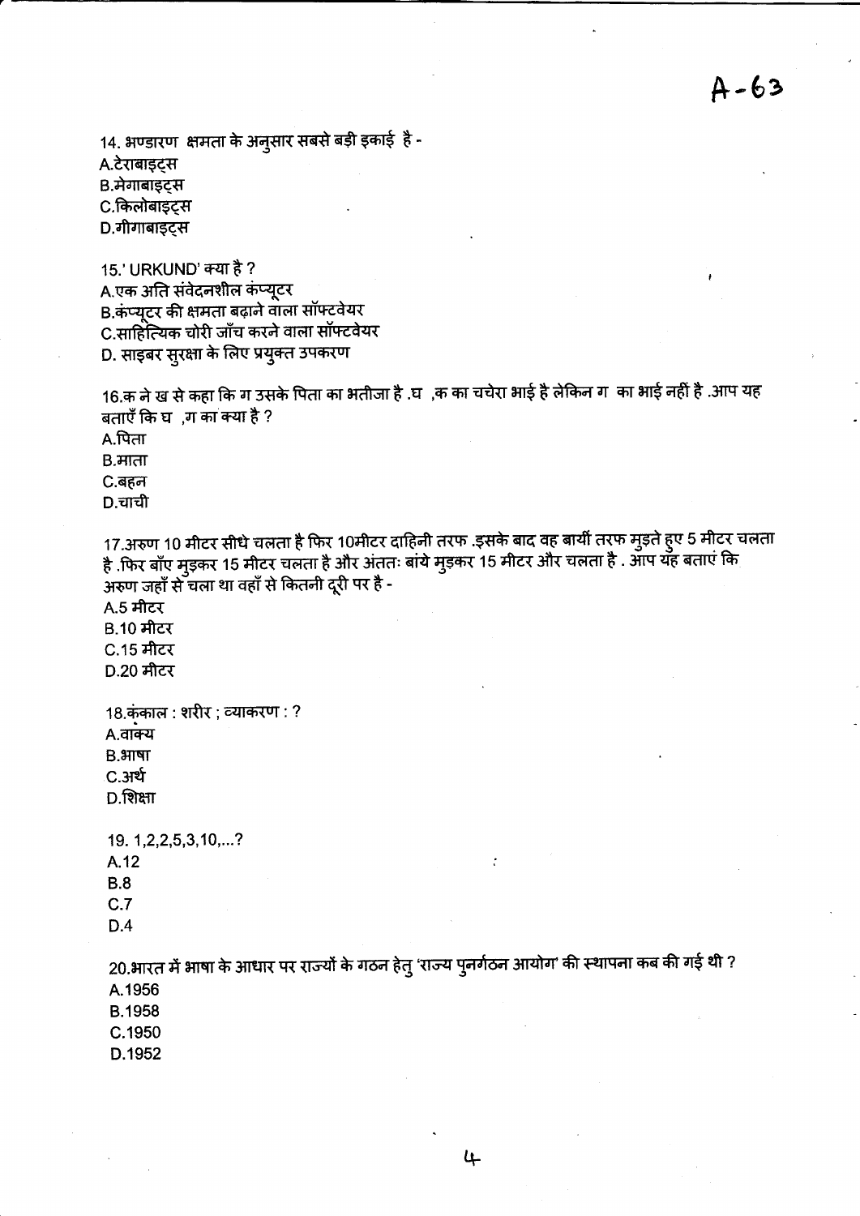A-63

14. भण्डारण क्षमता के अनुसार सबसे बड़ी इकाई है -
A.टेराबाइट्स
B.मेगाबाइट्स
C.किलोबाइट्स
D.गीगाबाइट्स

15.' URKUND' क्या है ?
A.एक अति संवेदनशील कंप्यूटर
B.कंप्यूटर की क्षमता बढ़ाने वाला सॉफ्टवेयर
C.साहित्यिक चोरी जाँच करने वाला सॉफ्टवेयर
D. साइबर सुरक्षा के लिए प्रयुक्त उपकरण

16.क ने ख से कहा कि ग उसके पिता का भतीजा है .घ ,क का चचेरा भाई है लेकिन ग का भाई नहीं है .आप यह बताएँ कि घ ,ग का क्या है ?
A.पिता
B.माता
C.बहन
D.चाची

17.अरुण 10 मीटर सीधे चलता है फिर 10मीटर दाहिनी तरफ .इसके बाद वह बायीं तरफ मुड़ते हुए 5 मीटर चलता है .फिर बाँए मुड़कर 15 मीटर चलता है और अंततः बांये मुड़कर 15 मीटर और चलता है . आप यह बताएं कि अरुण जहाँ से चला था वहाँ से कितनी दूरी पर है -
A.5 मीटर
B.10 मीटर
C.15 मीटर
D.20 मीटर

18.कंकाल : शरीर ; व्याकरण : ?
A.वाक्य
B.भाषा
C.अर्थ
D.शिक्षा

19. 1,2,2,5,3,10,...?
A.12
B.8
C.7
D.4

20.भारत में भाषा के आधार पर राज्यों के गठन हेतु 'राज्य पुनर्गठन आयोग' की स्थापना कब की गई थी ?
A.1956
B.1958
C.1950
D.1952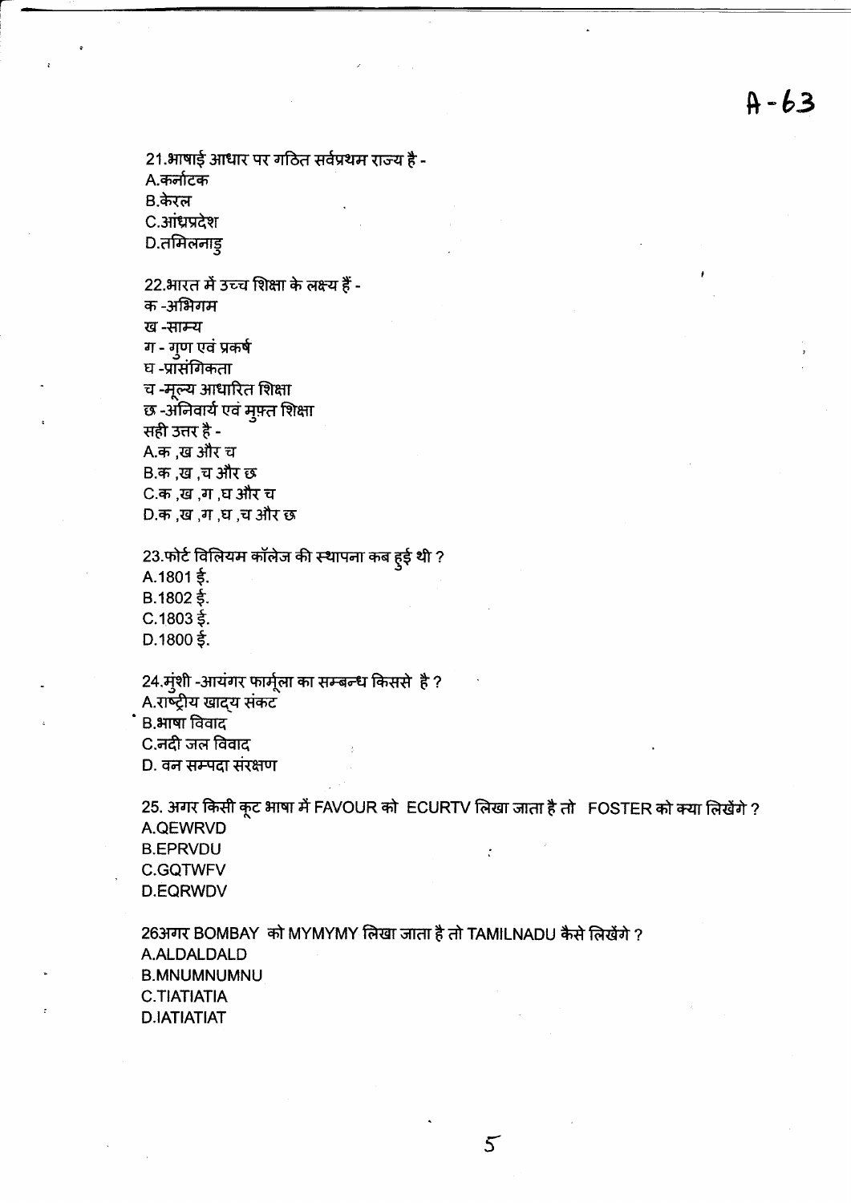21.भाषाई आधार पर गठित सर्वप्रथम राज्य है -

A.कर्नाटक

B.केरल

C.आंध्रप्रदेश

D.तमिलनाडु

22.भारत में उच्च शिक्षा के लक्ष्य हैं -

क -अभिगम

ख -साम्य

ग - गुण एवं प्रकर्ष

घ -प्रासंगिकता

च -मूल्य आधारित शिक्षा

छ -अनिवार्य एवं मुफ्त शिक्षा

सही उत्तर है -

A.क ,ख और च

B.क ,ख ,च और छ

C.क ,ख ,ग ,घ और च

D.क ,ख ,ग ,घ ,च और छ

23.फोर्ट विलियम कॉलेज की स्थापना कब हुई थी ?

A.1801 ई.

B.1802 ई.

C.1803 ई.

D.1800 ई.

24.मुंशी -आयंगर फार्मूला का सम्बन्ध किससे है ?

A.राष्ट्रीय खाद्य संकट

B.भाषा विवाद

C.नदी जल विवाद

D. वन सम्पदा संरक्षण

25. अगर किसी कूट भाषा में FAVOUR को ECURTV लिखा जाता है तो FOSTER को क्या लिखेंगे ?

A.QEWRVD

B.EPRVDU

C.GQTWFV

D.EQRWDV

26अगर BOMBAY को MYMYMY लिखा जाता है तो TAMILNADU कैसे लिखेंगे ?

A.ALDALDALD

B.MNUMNUMNU

C.TIATIATIA

D.IATIATIAT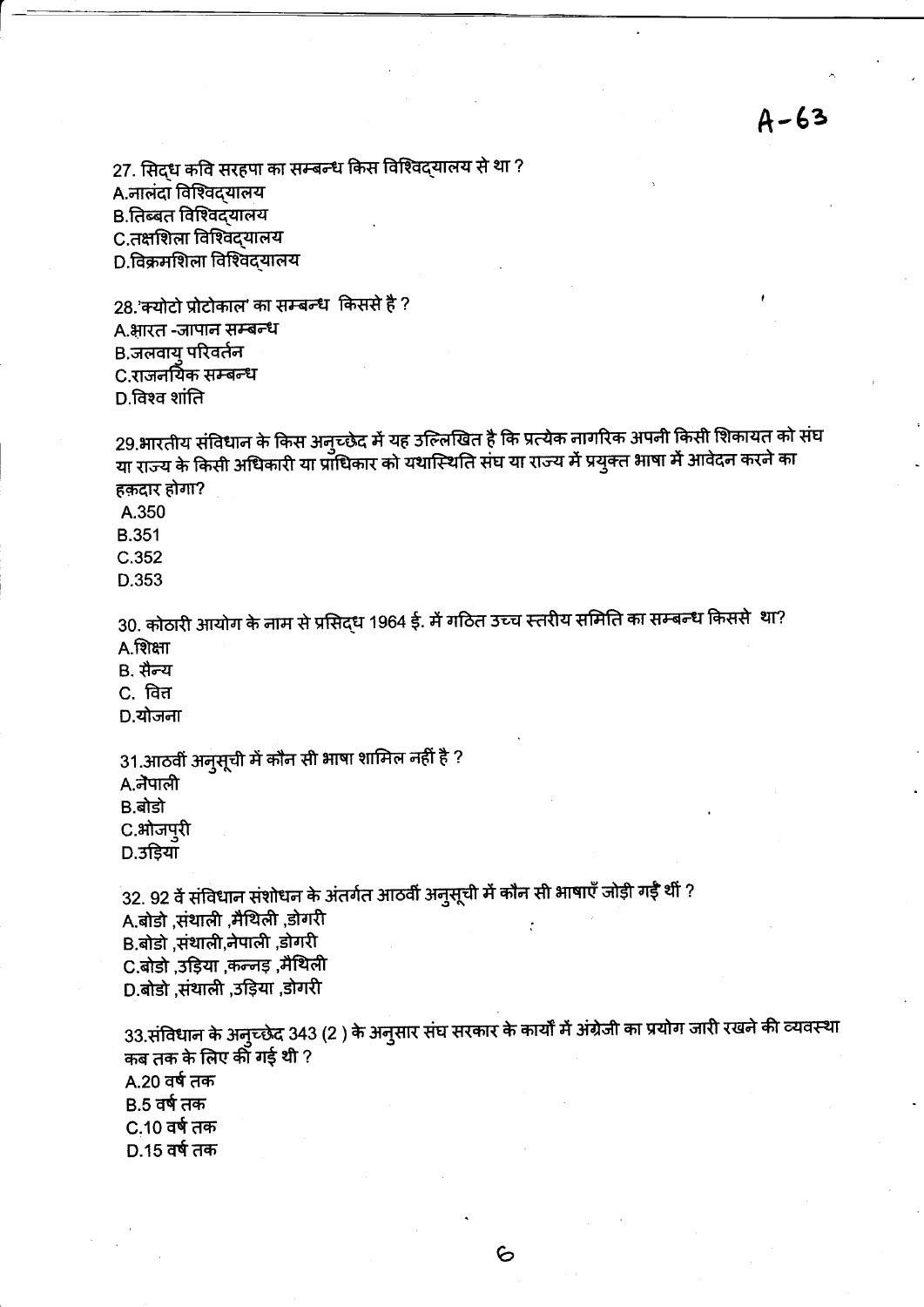A-63

27. सिद्ध कवि सरहपा का सम्बन्ध किस विश्विद्यालय से था ?
A.नालंदा विश्विद्यालय
B.तिब्बत विश्विद्यालय
C.तक्षशिला विश्विद्यालय
D.विक्रमशिला विश्विद्यालय

28.'क्योटो प्रोटोकाल' का सम्बन्ध किससे है ?
A.भारत -जापान सम्बन्ध
B.जलवायु परिवर्तन
C.राजनयिक सम्बन्ध
D.विश्व शांति

29.भारतीय संविधान के किस अनुच्छेद में यह उल्लिखित है कि प्रत्येक नागरिक अपनी किसी शिकायत को संघ या राज्य के किसी अधिकारी या प्राधिकार को यथास्थिति संघ या राज्य में प्रयुक्त भाषा में आवेदन करने का हक़दार होगा?
A.350
B.351
C.352
D.353

30. कोठारी आयोग के नाम से प्रसिद्ध 1964 ई. में गठित उच्च स्तरीय समिति का सम्बन्ध किससे था?
A.शिक्षा
B. सैन्य
C. वित
D.योजना

31.आठवीं अनुसूची में कौन सी भाषा शामिल नहीं है ?
A.नेपाली
B.बोडो
C.भोजपुरी
D.उड़िया

32. 92 वें संविधान संशोधन के अंतर्गत आठवीं अनुसूची में कौन सी भाषाएँ जोड़ी गईं थीं ?
A.बोडो ,संथाली ,मैथिली ,डोगरी
B.बोडो ,संथाली,नेपाली ,डोगरी
C.बोडो ,उड़िया ,कन्नड़ ,मैथिली
D.बोडो ,संथाली ,उड़िया ,डोगरी

33.संविधान के अनुच्छेद 343 (2 ) के अनुसार संघ सरकार के कार्यों में अंग्रेजी का प्रयोग जारी रखने की व्यवस्था कब तक के लिए की गई थी ?
A.20 वर्ष तक
B.5 वर्ष तक
C.10 वर्ष तक
D.15 वर्ष तक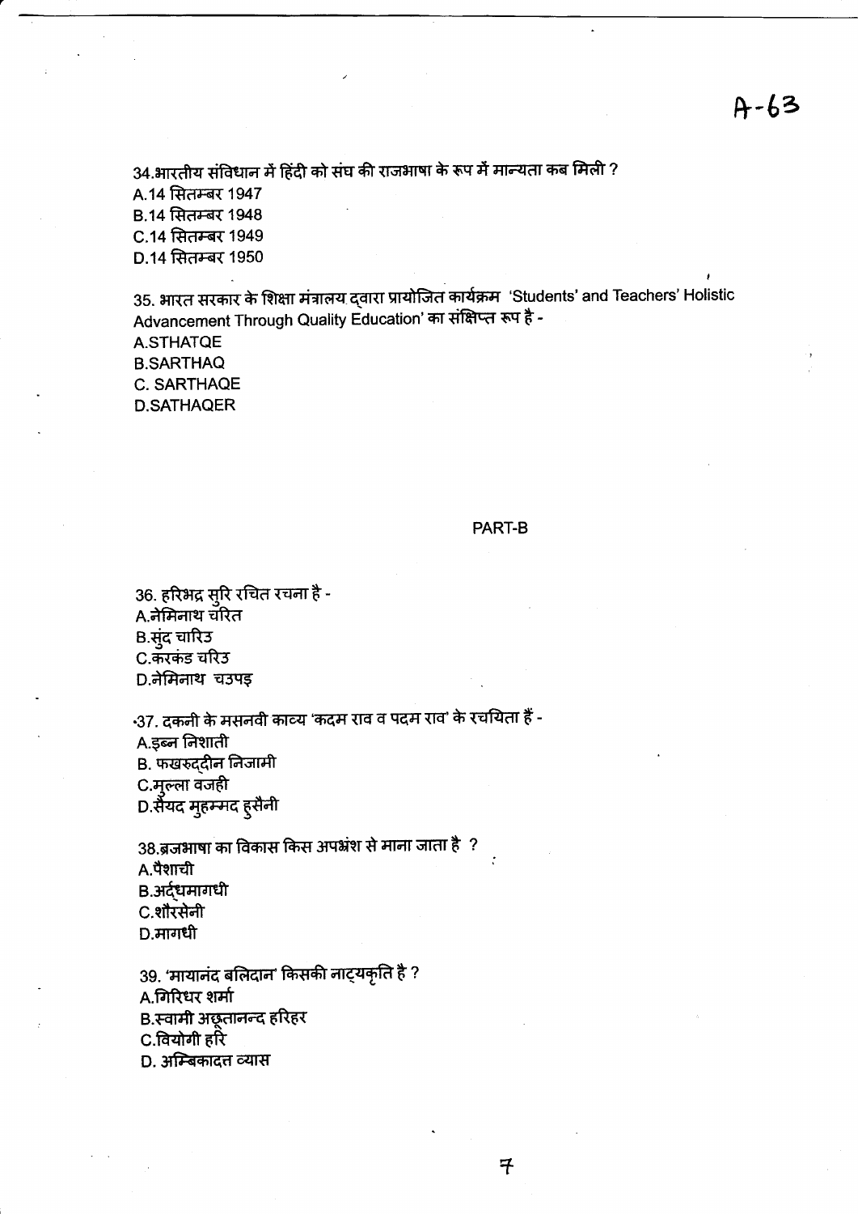A-63

34.भारतीय संविधान में हिंदी को संघ की राजभाषा के रूप में मान्यता कब मिली ?
A.14 सितम्बर 1947
B.14 सितम्बर 1948
C.14 सितम्बर 1949
D.14 सितम्बर 1950

35. भारत सरकार के शिक्षा मंत्रालय द्वारा प्रायोजित कार्यक्रम 'Students' and Teachers' Holistic Advancement Through Quality Education' का संक्षिप्त रूप है -
A.STHATQE
B.SARTHAQ
C. SARTHAQE
D.SATHAQER

PART-B

36. हरिभद्र सुरि रचित रचना है -
A.नेमिनाथ चरित
B.सुंद चारिउ
C.करकंड चरिउ
D.नेमिनाथ चउपइ

37. दकनी के मसनवी काव्य 'कदम राव व पदम राव' के रचयिता हैं -
A.इब्न निशाती
B. फखरुद्दीन निजामी
C.मुल्ला वजही
D.सैयद मुहम्मद हुसैनी

38.ब्रजभाषा का विकास किस अपभ्रंश से माना जाता है ?
A.पैशाची
B.अर्द्धमागधी
C.शौरसेनी
D.मागधी

39. 'मायानंद बलिदान' किसकी नाट्यकृति है ?
A.गिरिधर शर्मा
B.स्वामी अछूतानन्द हरिहर
C.वियोगी हरि
D. अम्बिकादत्त व्यास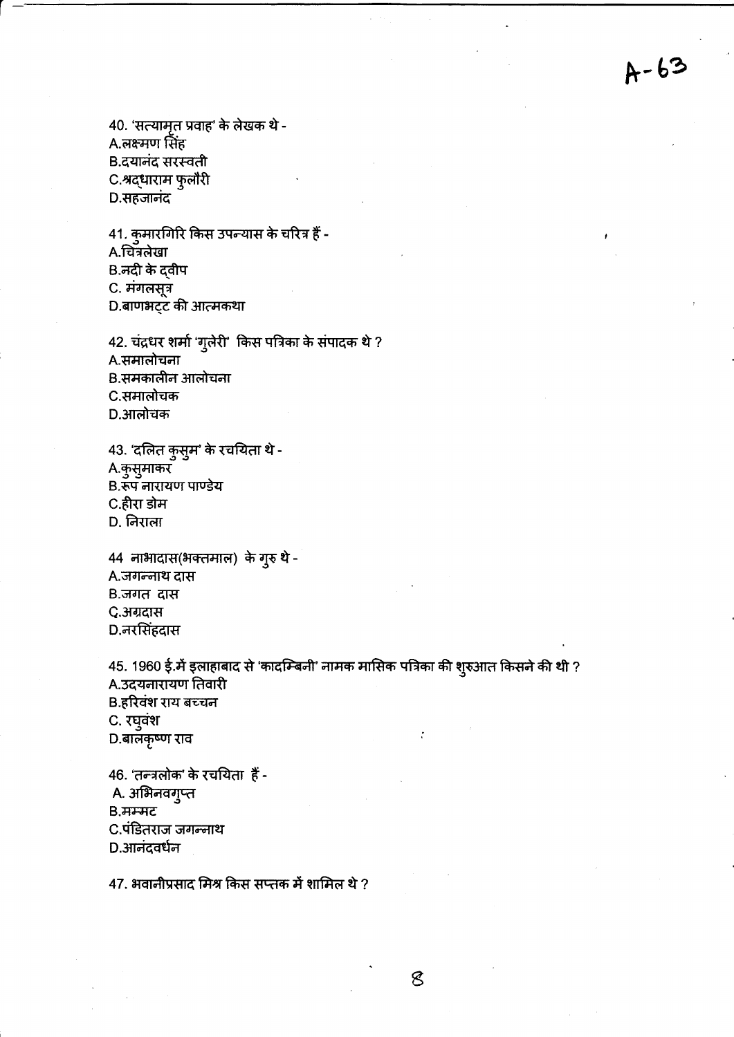A-63

40. 'सत्यामृत प्रवाह' के लेखक थे -
A.लक्ष्मण सिंह
B.दयानंद सरस्वती
C.श्रद्धाराम फुलौरी
D.सहजानंद

41. कुमारगिरि किस उपन्यास के चरित्र हैं -
A.चित्रलेखा
B.नदी के द्वीप
C. मंगलसूत्र
D.बाणभट्ट की आत्मकथा

42. चंद्रधर शर्मा 'गुलेरी' किस पत्रिका के संपादक थे ?
A.समालोचना
B.समकालीन आलोचना
C.समालोचक
D.आलोचक

43. 'दलित कुसुम' के रचयिता थे -
A.कुसुमाकर
B.रूप नारायण पाण्डेय
C.हीरा डोम
D. निराला

44 नाभादास(भक्तमाल) के गुरु थे -
A.जगन्नाथ दास
B.जगत दास
C.अग्रदास
D.नरसिंहदास

45. 1960 ई.में इलाहाबाद से 'कादम्बिनी' नामक मासिक पत्रिका की शुरुआत किसने की थी ?
A.उदयनारायण तिवारी
B.हरिवंश राय बच्चन
C. रघुवंश
D.बालकृष्ण राव

46. 'तन्त्रलोक' के रचयिता हैं -
A. अभिनवगुप्त
B.मम्मट
C.पंडितराज जगन्नाथ
D.आनंदवर्धन

47. भवानीप्रसाद मिश्र किस सप्तक में शामिल थे ?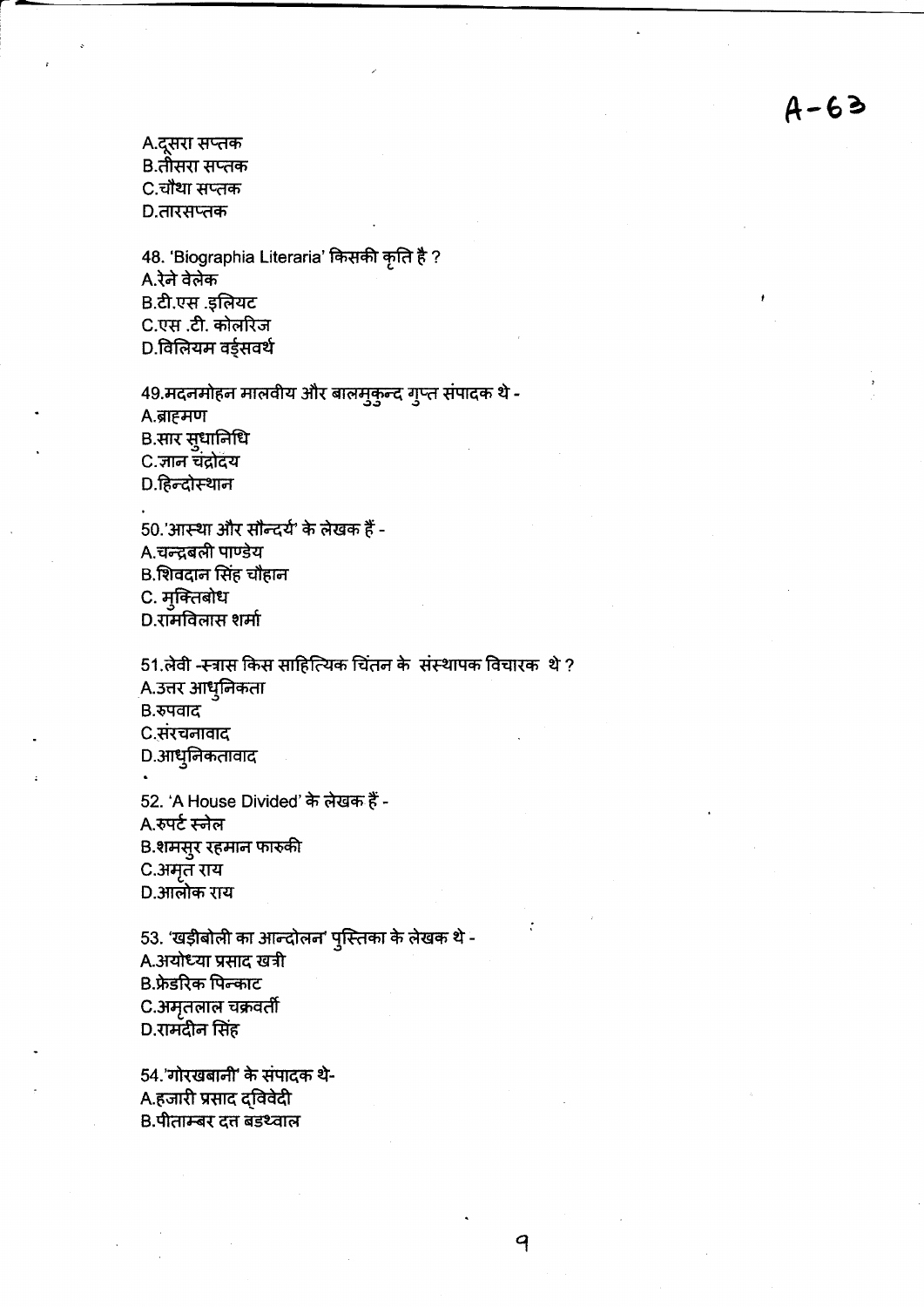A.दूसरा सप्तक
B.तीसरा सप्तक
C.चौथा सप्तक
D.तारसप्तक

48. 'Biographia Literaria' किसकी कृति है ?
A.रेने वेलेक
B.टी.एस .इलियट
C.एस .टी. कोलरिज
D.विलियम वर्ड्सवर्थ

49.मदनमोहन मालवीय और बालमुकुन्द गुप्त संपादक थे -
A.ब्राह्मण
B.सार सुधानिधि
C.ज्ञान चंद्रोदय
D.हिन्दोस्थान

50.'आस्था और सौन्दर्य' के लेखक हैं -
A.चन्द्रबली पाण्डेय
B.शिवदान सिंह चौहान
C. मुक्तिबोध
D.रामविलास शर्मा

51.लेवी -स्त्रास किस साहित्यिक चिंतन के संस्थापक विचारक थे ?
A.उत्तर आधुनिकता
B.रुपवाद
C.संरचनावाद
D.आधुनिकतावाद

52. 'A House Divided' के लेखक हैं -
A.रुपर्ट स्नेल
B.शमसुर रहमान फारुकी
C.अमृत राय
D.आलोक राय

53. 'खड़ीबोली का आन्दोलन' पुस्तिका के लेखक थे -
A.अयोध्या प्रसाद खत्री
B.फ्रेडरिक पिन्काट
C.अमृतलाल चक्रवर्ती
D.रामदीन सिंह

54.'गोरखबानी' के संपादक थे-
A.हजारी प्रसाद द्विवेदी
B.पीताम्बर दत्त बड़थ्वाल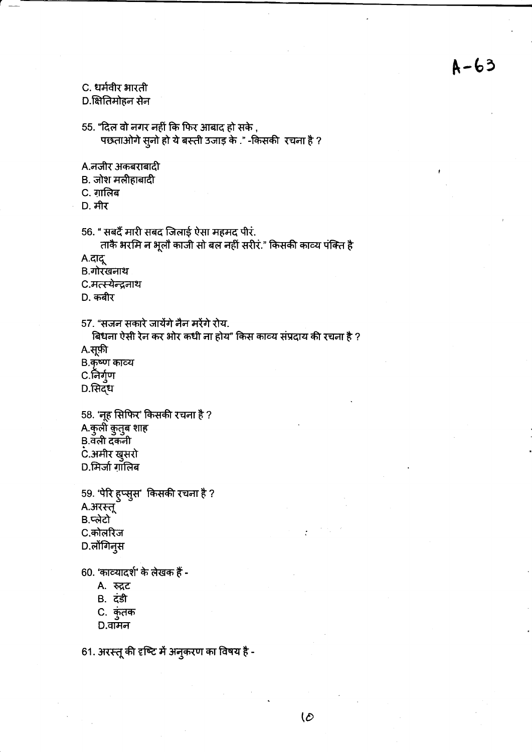C. धर्मवीर भारती
D.क्षितिमोहन सेन

55. "दिल वो नगर नहीं कि फिर आबाद हो सके ,
पछताओगे सुनो हो ये बस्ती उजाड़ के ." -किसकी रचना है ?

A.नजीर अकबराबादी
B. जोश मलीहाबादी
C. ग़ालिब
D. मीर

56. " सबदैं मारी सबद जिलाई ऐसा महमद पीरं.
ताकै भरमि न भूलौ काजी सो बल नहीं सरीरं." किसकी काव्य पंक्ति है
A.दादू
B.गोरखनाथ
C.मत्स्येन्द्रनाथ
D. कबीर

57. "सजन सकारे जायेंगे नैन मरेंगे रोय.
बिधना ऐसी रेन कर भोर कधी ना होय" किस काव्य संप्रदाय की रचना है ?
A.सूफ़ी
B.कृष्ण काव्य
C.निर्गुण
D.सिद्ध

58. 'नूह सिफिर' किसकी रचना है ?
A.कुली कुतुब शाह
B.वली दकनी
C.अमीर खुसरो
D.मिर्जा ग़ालिब

59. 'पेरि हुप्सुस' किसकी रचना है ?
A.अरस्तू
B.प्लेटो
C.कोलरिज
D.लौंगिनुस

60. 'काव्यादर्श' के लेखक हैं -
A. रुद्रट
B. दंडी
C. कुंतक
D.वामन

61. अरस्तू की दृष्टि में अनुकरण का विषय है -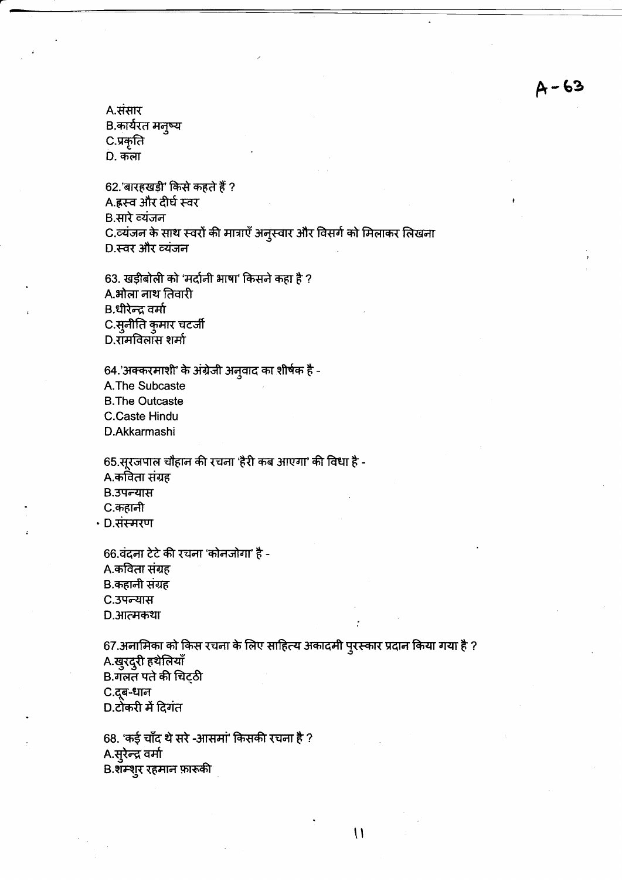A.संसार
B.कार्यरत मनुष्य
C.प्रकृति
D. कला

62.'बारहखड़ी' किसे कहते हैं ?
A.ह्रस्व और दीर्घ स्वर
B.सारे व्यंजन
C.व्यंजन के साथ स्वरों की मात्राएँ अनुस्वार और विसर्ग को मिलाकर लिखना
D.स्वर और व्यंजन

63. खड़ीबोली को 'मर्दानी भाषा' किसने कहा है ?
A.भोला नाथ तिवारी
B.धीरेन्द्र वर्मा
C.सुनीति कुमार चटर्जी
D.रामविलास शर्मा

64.'अक्करमाशी' के अंग्रेजी अनुवाद का शीर्षक है -
A.The Subcaste
B.The Outcaste
C.Caste Hindu
D.Akkarmashi

65.सूरजपाल चौहान की रचना 'हैरी कब आएगा' की विधा है -
A.कविता संग्रह
B.उपन्यास
C.कहानी
D.संस्मरण

66.वंदना टेटे की रचना 'कोनजोगा' है -
A.कविता संग्रह
B.कहानी संग्रह
C.उपन्यास
D.आत्मकथा

67.अनामिका को किस रचना के लिए साहित्य अकादमी पुरस्कार प्रदान किया गया है ?
A.खुरदुरी हथेलियाँ
B.गलत पते की चिट्ठी
C.दूब-धान
D.टोकरी में दिगंत

68. 'कई चाँद थे सरे -आसमां' किसकी रचना है ?
A.सुरेन्द्र वर्मा
B.शम्शुर रहमान फ़ारूकी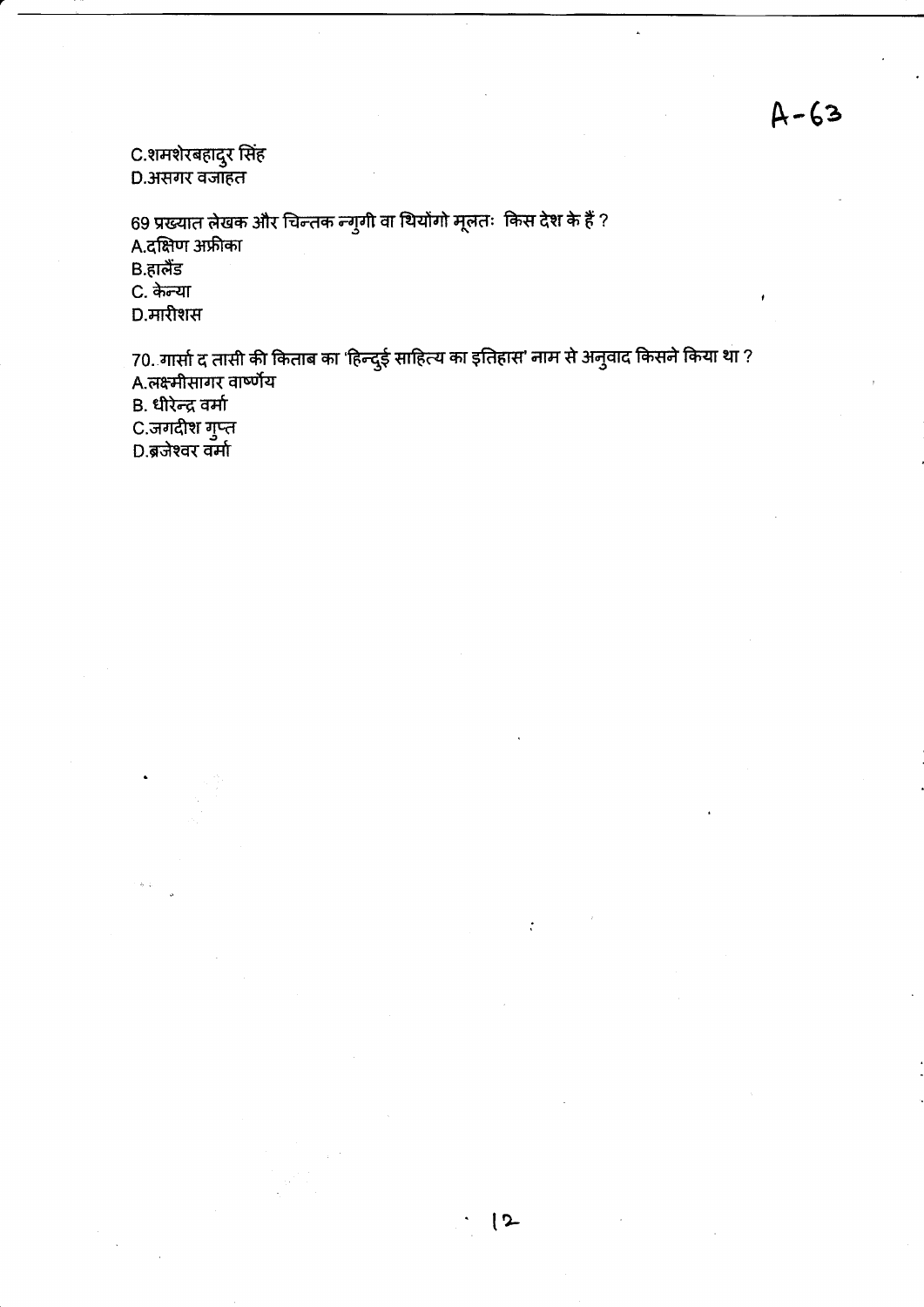C.शमशेरबहादुर सिंह
D.असगर वजाहत

69 प्रख्यात लेखक और चिन्तक न्गुगी वा थियोंगो मूलतः किस देश के हैं ?
A.दक्षिण अफ्रीका
B.हालैंड
C. केन्या
D.मारीशस

70. गार्सा द तासी की किताब का 'हिन्दुई साहित्य का इतिहास' नाम से अनुवाद किसने किया था ?
A.लक्ष्मीसागर वार्ष्णेय
B. धीरेन्द्र वर्मा
C.जगदीश गुप्त
D.ब्रजेश्वर वर्मा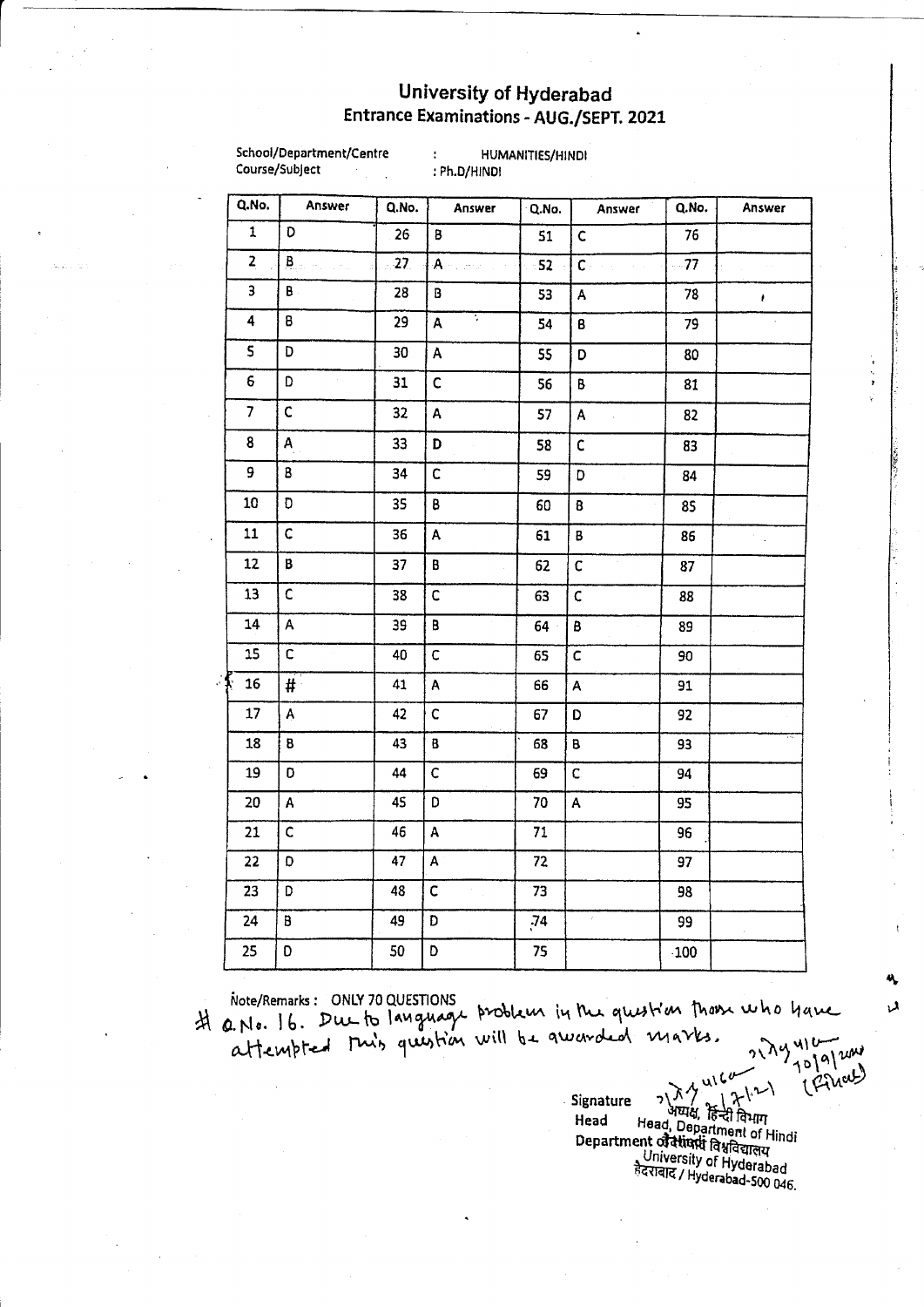# University of Hyderabad
## Entrance Examinations - AUG./SEPT. 2021

School/Department/Centre : HUMANITIES/HINDI
Course/Subject : Ph.D/HINDI

| Q.No. | Answer | Q.No. | Answer | Q.No. | Answer | Q.No. | Answer |
|---|---|---|---|---|---|---|---|
| 1 | D | 26 | B | 51 | C | 76 | |
| 2 | B | 27 | A | 52 | C | 77 | |
| 3 | B | 28 | B | 53 | A | 78 | |
| 4 | B | 29 | A | 54 | B | 79 | |
| 5 | D | 30 | A | 55 | D | 80 | |
| 6 | D | 31 | C | 56 | B | 81 | |
| 7 | C | 32 | A | 57 | A | 82 | |
| 8 | A | 33 | D | 58 | C | 83 | |
| 9 | B | 34 | C | 59 | D | 84 | |
| 10 | D | 35 | B | 60 | B | 85 | |
| 11 | C | 36 | A | 61 | B | 86 | |
| 12 | B | 37 | B | 62 | C | 87 | |
| 13 | C | 38 | C | 63 | C | 88 | |
| 14 | A | 39 | B | 64 | B | 89 | |
| 15 | C | 40 | C | 65 | C | 90 | |
| 16 | # | 41 | A | 66 | A | 91 | |
| 17 | A | 42 | C | 67 | D | 92 | |
| 18 | B | 43 | B | 68 | B | 93 | |
| 19 | D | 44 | C | 69 | C | 94 | |
| 20 | A | 45 | D | 70 | A | 95 | |
| 21 | C | 46 | A | 71 | | 96 | |
| 22 | D | 47 | A | 72 | | 97 | |
| 23 | D | 48 | C | 73 | | 98 | |
| 24 | B | 49 | D | 74 | | 99 | |
| 25 | D | 50 | D | 75 | | 100 | |

Note/Remarks : ONLY 70 QUESTIONS

# Q.No. 16. Due to language problem in the question those who have attempted this question will be awarded marks.

10/9/2021 (Final)

Signature
Head
Department of Hindi

अध्यक्ष, हिन्दी विभाग
Head, Department of Hindi
हैदराबाद विश्वविद्यालय
University of Hyderabad
हैदराबाद / Hyderabad-500 046.